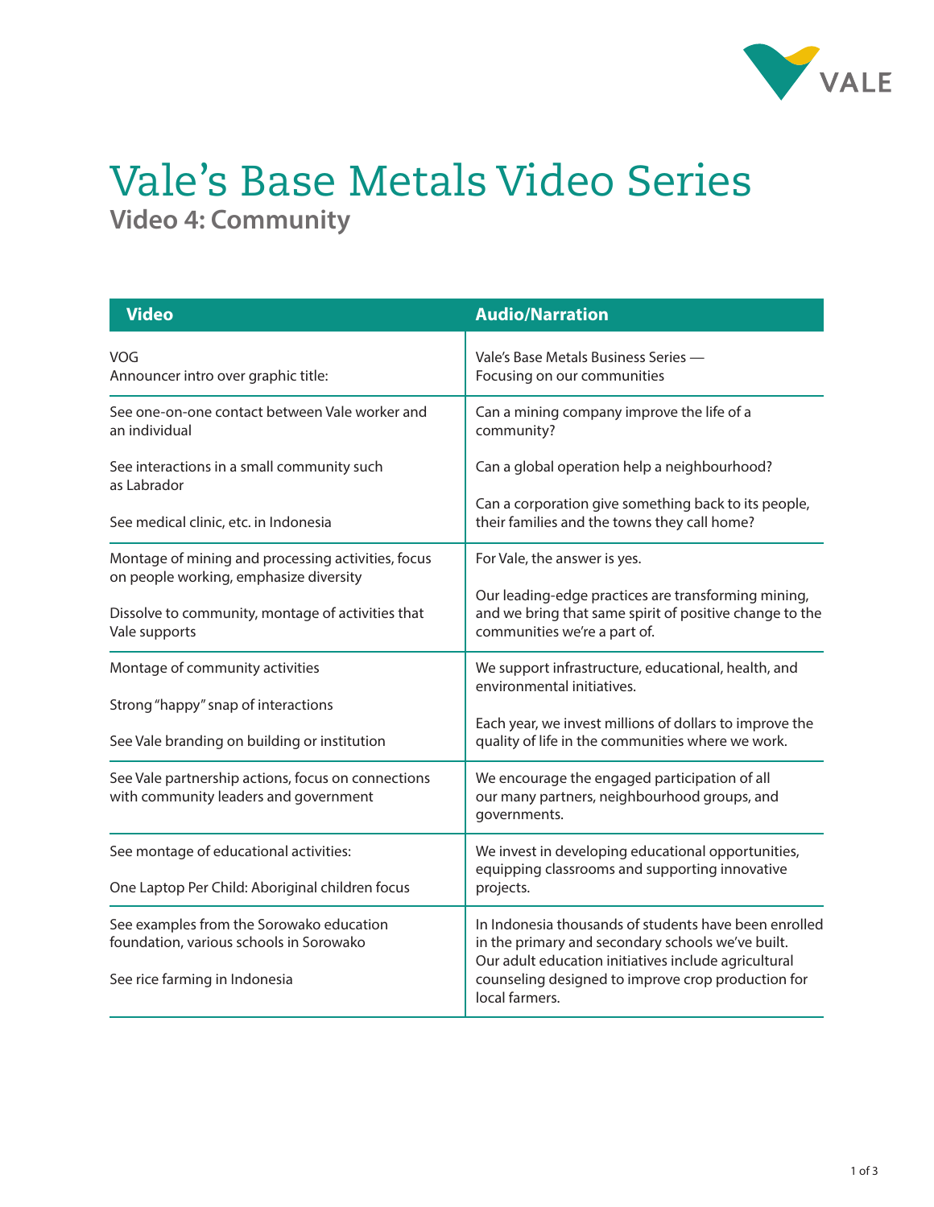# Vale's Base Metals Video Series

## Video 4: Community

| Video | Audio/Narration |
| --- | --- |
| VOG<br>Announcer intro over graphic title: | Vale's Base Metals Business Series —<br>Focusing on our communities |
| See one-on-one contact between Vale worker and an individual<br><br>See interactions in a small community such as Labrador<br><br>See medical clinic, etc. in Indonesia | Can a mining company improve the life of a community?<br><br>Can a global operation help a neighbourhood?<br><br>Can a corporation give something back to its people, their families and the towns they call home? |
| Montage of mining and processing activities, focus on people working, emphasize diversity<br><br>Dissolve to community, montage of activities that Vale supports | For Vale, the answer is yes.<br><br>Our leading-edge practices are transforming mining, and we bring that same spirit of positive change to the communities we're a part of. |
| Montage of community activities<br><br>Strong "happy" snap of interactions<br><br>See Vale branding on building or institution | We support infrastructure, educational, health, and environmental initiatives.<br><br>Each year, we invest millions of dollars to improve the quality of life in the communities where we work. |
| See Vale partnership actions, focus on connections with community leaders and government | We encourage the engaged participation of all our many partners, neighbourhood groups, and governments. |
| See montage of educational activities:<br><br>One Laptop Per Child: Aboriginal children focus | We invest in developing educational opportunities, equipping classrooms and supporting innovative projects. |
| See examples from the Sorowako education foundation, various schools in Sorowako<br><br>See rice farming in Indonesia | In Indonesia thousands of students have been enrolled in the primary and secondary schools we've built. Our adult education initiatives include agricultural counseling designed to improve crop production for local farmers. |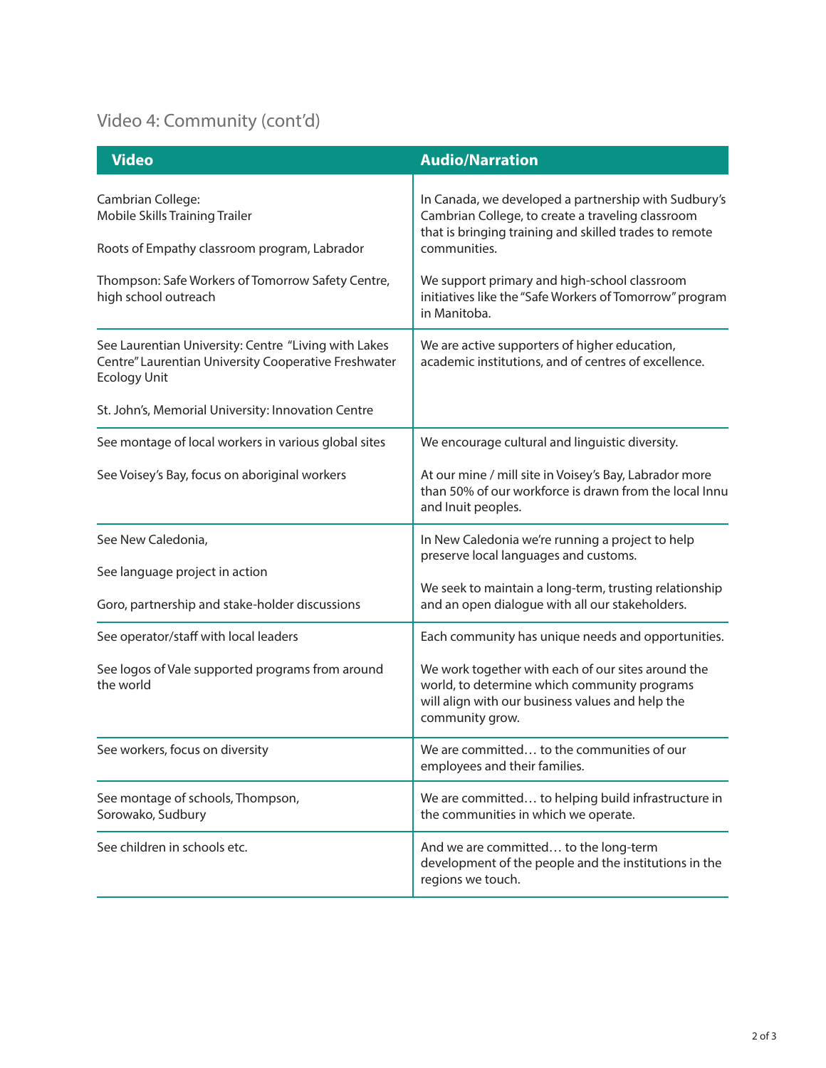## Video 4: Community (cont'd)

| Video | Audio/Narration |
|---|---|
| Cambrian College: Mobile Skills Training Trailer<br><br>Roots of Empathy classroom program, Labrador<br><br>Thompson: Safe Workers of Tomorrow Safety Centre, high school outreach | In Canada, we developed a partnership with Sudbury's Cambrian College, to create a traveling classroom that is bringing training and skilled trades to remote communities.<br><br>We support primary and high-school classroom initiatives like the "Safe Workers of Tomorrow" program in Manitoba. |
| See Laurentian University: Centre "Living with Lakes Centre" Laurentian University Cooperative Freshwater Ecology Unit<br><br>St. John's, Memorial University: Innovation Centre | We are active supporters of higher education, academic institutions, and of centres of excellence. |
| See montage of local workers in various global sites<br><br>See Voisey's Bay, focus on aboriginal workers | We encourage cultural and linguistic diversity.<br><br>At our mine / mill site in Voisey's Bay, Labrador more than 50% of our workforce is drawn from the local Innu and Inuit peoples. |
| See New Caledonia,<br><br>See language project in action<br><br>Goro, partnership and stake-holder discussions | In New Caledonia we're running a project to help preserve local languages and customs.<br><br>We seek to maintain a long-term, trusting relationship and an open dialogue with all our stakeholders. |
| See operator/staff with local leaders<br><br>See logos of Vale supported programs from around the world | Each community has unique needs and opportunities.<br><br>We work together with each of our sites around the world, to determine which community programs will align with our business values and help the community grow. |
| See workers, focus on diversity | We are committed… to the communities of our employees and their families. |
| See montage of schools, Thompson, Sorowako, Sudbury | We are committed… to helping build infrastructure in the communities in which we operate. |
| See children in schools etc. | And we are committed… to the long-term development of the people and the institutions in the regions we touch. |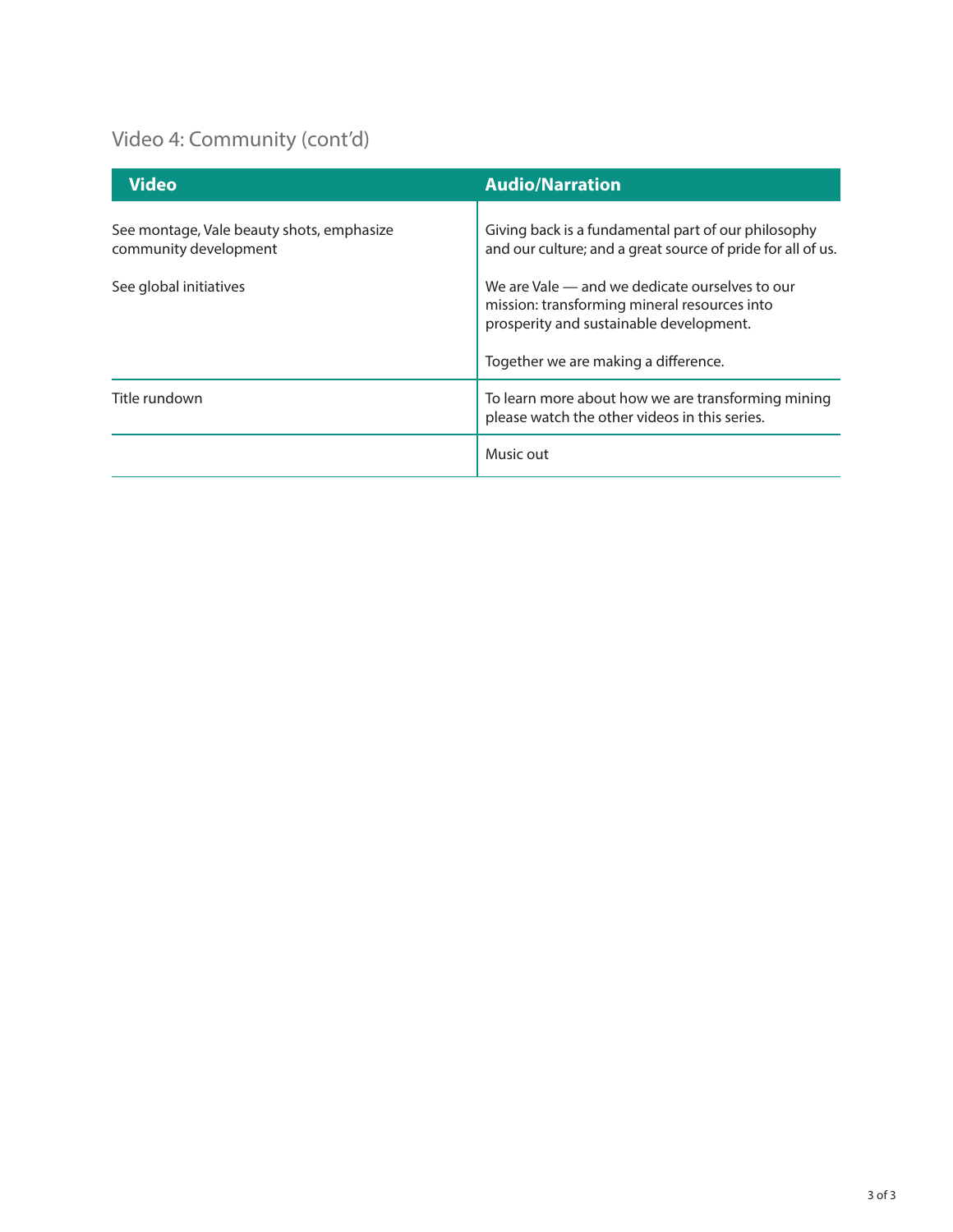## Video 4: Community (cont'd)

| Video | Audio/Narration |
| --- | --- |
| See montage, Vale beauty shots, emphasize community development | Giving back is a fundamental part of our philosophy and our culture; and a great source of pride for all of us. |
| See global initiatives | We are Vale — and we dedicate ourselves to our mission: transforming mineral resources into prosperity and sustainable development.<br><br>Together we are making a difference. |
| Title rundown | To learn more about how we are transforming mining please watch the other videos in this series. |
| | Music out |